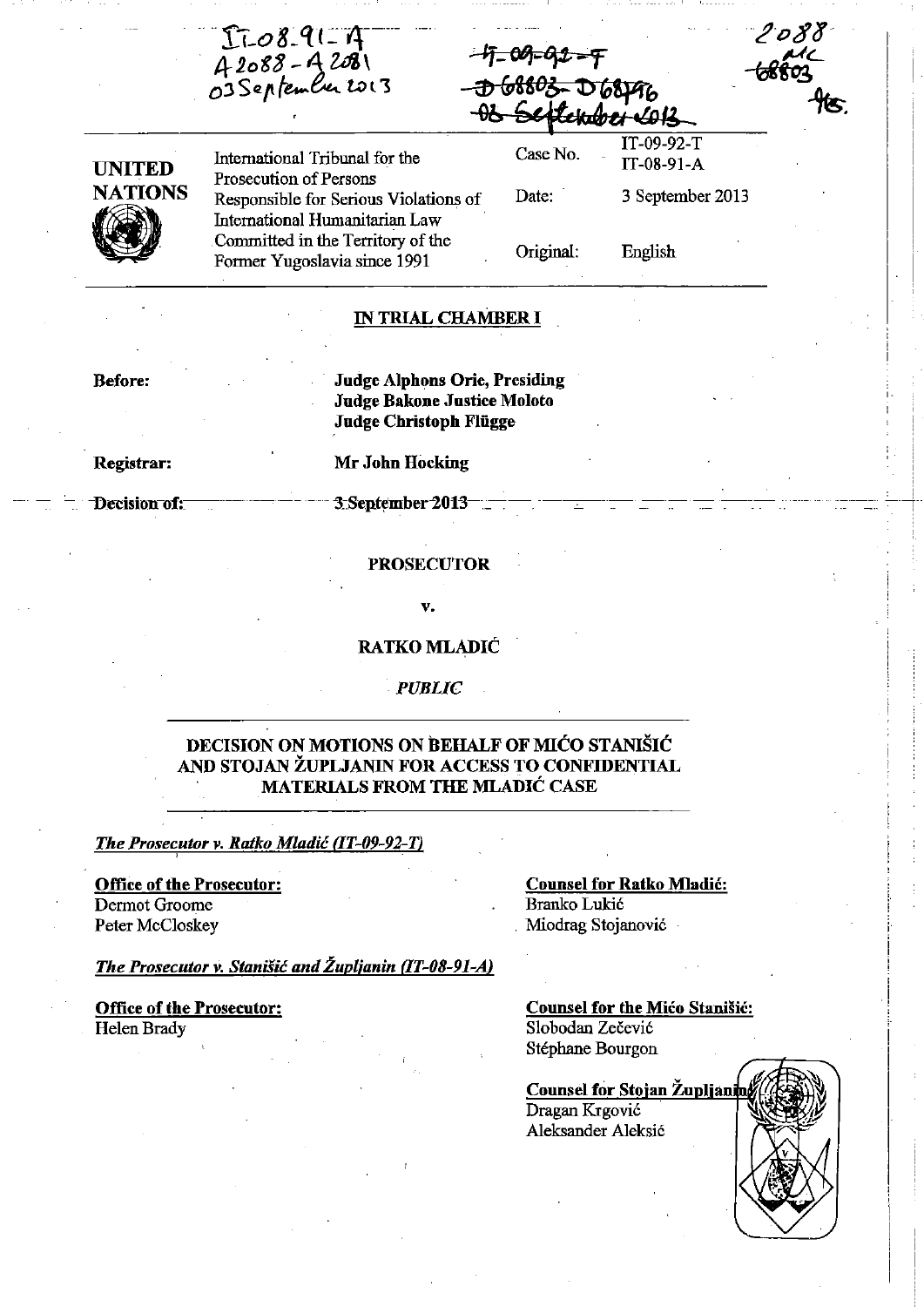IT-08-91-A
A 2088 - A 2081
03 September 2013

IT-09-92-T
D 68803 - D 68796
03 September 2013

2088
AC
68803
HS.

| UNITED NATIONS | International Tribunal for the Prosecution of Persons Responsible for Serious Violations of International Humanitarian Law Committed in the Territory of the Former Yugoslavia since 1991 | Case No. | IT-09-92-T<br>IT-08-91-A |
|---|---|---|---|
| | | Date: | 3 September 2013 |
| | | Original: | English |

## IN TRIAL CHAMBER I

**Before:** **Judge Alphons Orie, Presiding**
**Judge Bakone Justice Moloto**
**Judge Christoph Flügge**

**Registrar:** **Mr John Hocking**

**Decision of:** **3 September 2013**

**PROSECUTOR**

**v.**

**RATKO MLADIĆ**

*PUBLIC*

## DECISION ON MOTIONS ON BEHALF OF MIĆO STANIŠIĆ AND STOJAN ŽUPLJANIN FOR ACCESS TO CONFIDENTIAL MATERIALS FROM THE MLADIĆ CASE

*The Prosecutor v. Ratko Mladić (IT-09-92-T)*

**Office of the Prosecutor:**
Dermot Groome
Peter McCloskey

**Counsel for Ratko Mladić:**
Branko Lukić
Miodrag Stojanović

*The Prosecutor v. Stanišić and Župljanin (IT-08-91-A)*

**Office of the Prosecutor:**
Helen Brady

**Counsel for the Mićo Stanišić:**
Slobodan Zečević
Stéphane Bourgon

**Counsel for Stojan Župljanin:**
Dragan Krgović
Aleksander Aleksić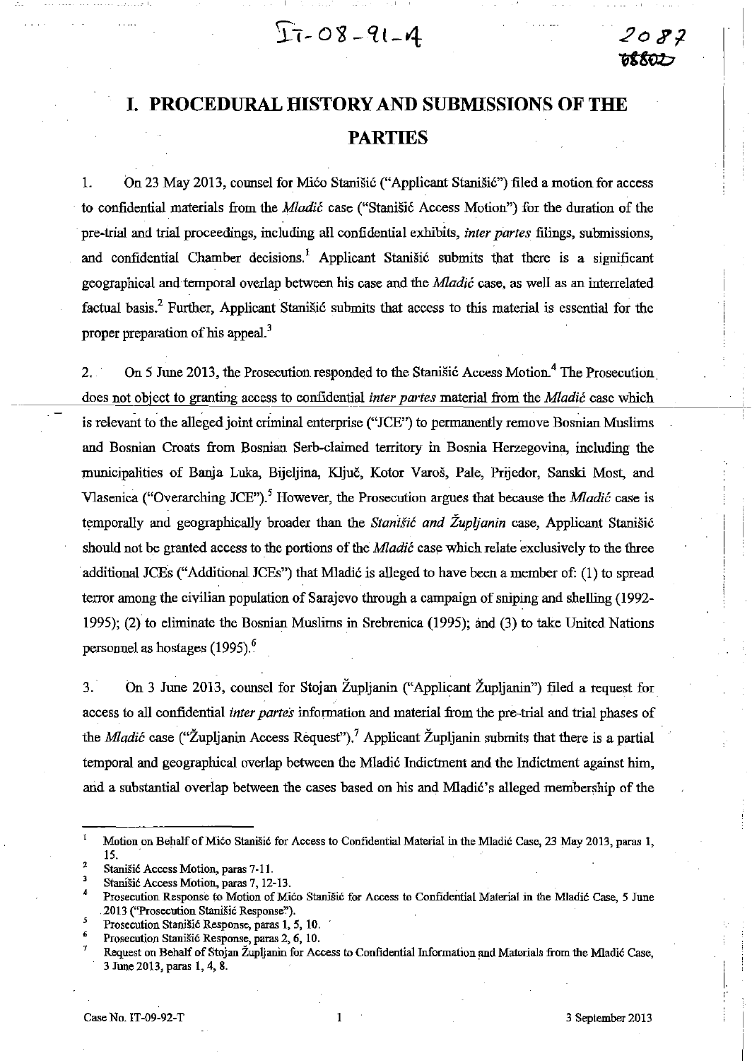# I. PROCEDURAL HISTORY AND SUBMISSIONS OF THE PARTIES

1. On 23 May 2013, counsel for Mićo Stanišić ("Applicant Stanišić") filed a motion for access to confidential materials from the *Mladić* case ("Stanišić Access Motion") for the duration of the pre-trial and trial proceedings, including all confidential exhibits, *inter partes* filings, submissions, and confidential Chamber decisions.[1] Applicant Stanišić submits that there is a significant geographical and temporal overlap between his case and the *Mladić* case, as well as an interrelated factual basis.[2] Further, Applicant Stanišić submits that access to this material is essential for the proper preparation of his appeal.[3]

2. On 5 June 2013, the Prosecution responded to the Stanišić Access Motion.[4] The Prosecution does not object to granting access to confidential *inter partes* material from the *Mladić* case which is relevant to the alleged joint criminal enterprise ("JCE") to permanently remove Bosnian Muslims and Bosnian Croats from Bosnian Serb-claimed territory in Bosnia Herzegovina, including the municipalities of Banja Luka, Bijeljina, Ključ, Kotor Varoš, Pale, Prijedor, Sanski Most, and Vlasenica ("Overarching JCE").[5] However, the Prosecution argues that because the *Mladić* case is temporally and geographically broader than the *Stanišić and Župljanin* case, Applicant Stanišić should not be granted access to the portions of the *Mladić* case which relate exclusively to the three additional JCEs ("Additional JCEs") that Mladić is alleged to have been a member of: (1) to spread terror among the civilian population of Sarajevo through a campaign of sniping and shelling (1992-1995); (2) to eliminate the Bosnian Muslims in Srebrenica (1995); and (3) to take United Nations personnel as hostages (1995).[6]

3. On 3 June 2013, counsel for Stojan Župljanin ("Applicant Župljanin") filed a request for access to all confidential *inter partes* information and material from the pre-trial and trial phases of the *Mladić* case ("Župljanin Access Request").[7] Applicant Župljanin submits that there is a partial temporal and geographical overlap between the Mladić Indictment and the Indictment against him, and a substantial overlap between the cases based on his and Mladić's alleged membership of the

---

[1] Motion on Behalf of Mićo Stanišić for Access to Confidential Material in the Mladić Case, 23 May 2013, paras 1, 15.

[2] Stanišić Access Motion, paras 7-11.

[3] Stanišić Access Motion, paras 7, 12-13.

[4] Prosecution Response to Motion of Mićo Stanišić for Access to Confidential Material in the Mladić Case, 5 June 2013 ("Prosecution Stanišić Response").

[5] Prosecution Stanišić Response, paras 1, 5, 10.

[6] Prosecution Stanišić Response, paras 2, 6, 10.

[7] Request on Behalf of Stojan Župljanin for Access to Confidential Information and Materials from the Mladić Case, 3 June 2013, paras 1, 4, 8.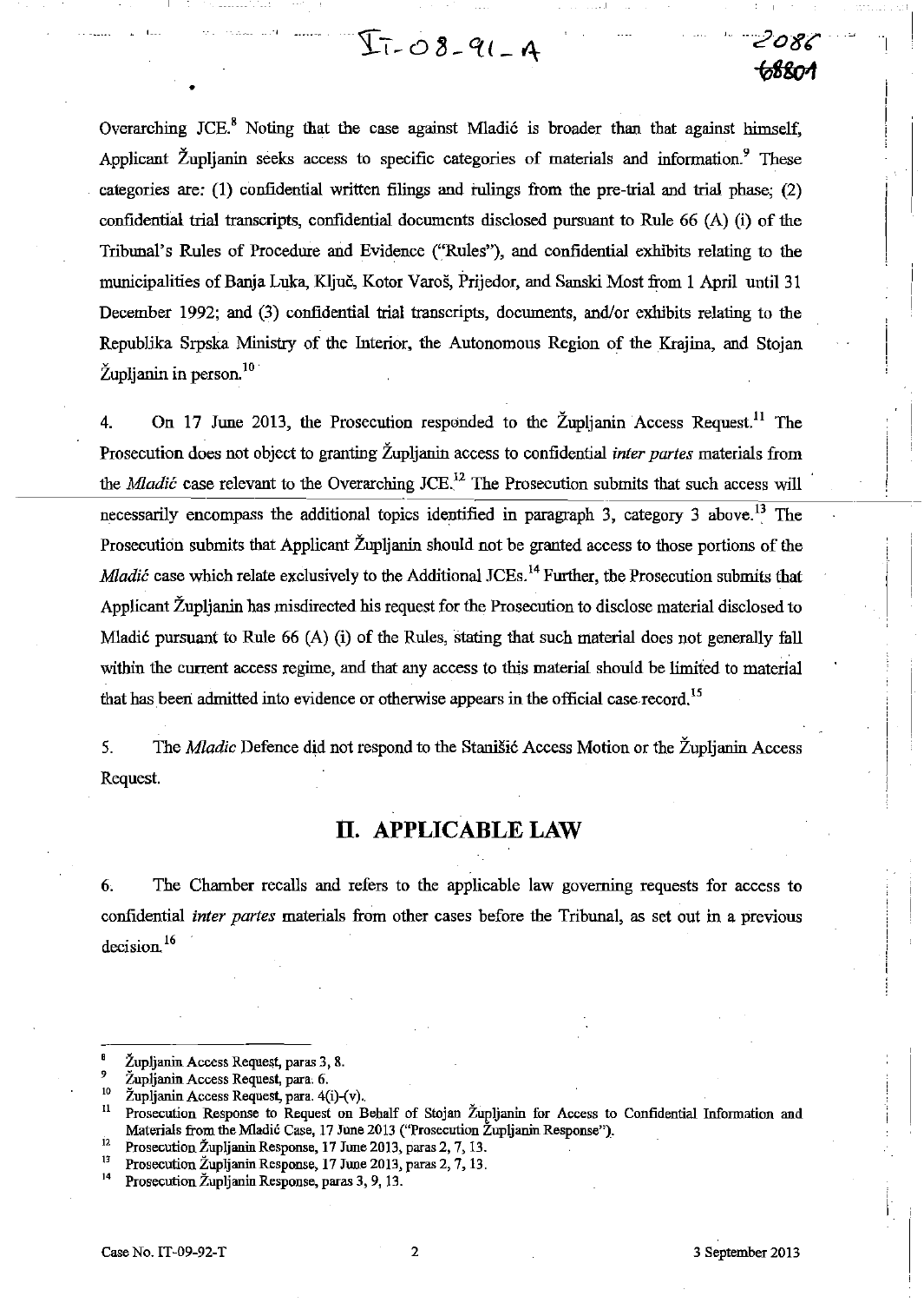Overarching JCE.[8] Noting that the case against Mladić is broader than that against himself, Applicant Župljanin seeks access to specific categories of materials and information.[9] These categories are: (1) confidential written filings and rulings from the pre-trial and trial phase; (2) confidential trial transcripts, confidential documents disclosed pursuant to Rule 66 (A) (i) of the Tribunal's Rules of Procedure and Evidence ("Rules"), and confidential exhibits relating to the municipalities of Banja Luka, Ključ, Kotor Varoš, Prijedor, and Sanski Most from 1 April until 31 December 1992; and (3) confidential trial transcripts, documents, and/or exhibits relating to the Republika Srpska Ministry of the Interior, the Autonomous Region of the Krajina, and Stojan Župljanin in person.[10]

4. On 17 June 2013, the Prosecution responded to the Župljanin Access Request.[11] The Prosecution does not object to granting Župljanin access to confidential *inter partes* materials from the *Mladić* case relevant to the Overarching JCE.[12] The Prosecution submits that such access will necessarily encompass the additional topics identified in paragraph 3, category 3 above.[13] The Prosecution submits that Applicant Župljanin should not be granted access to those portions of the *Mladić* case which relate exclusively to the Additional JCEs.[14] Further, the Prosecution submits that Applicant Župljanin has misdirected his request for the Prosecution to disclose material disclosed to Mladić pursuant to Rule 66 (A) (i) of the Rules, stating that such material does not generally fall within the current access regime, and that any access to this material should be limited to material that has been admitted into evidence or otherwise appears in the official case record.[15]

5. The *Mladic* Defence did not respond to the Stanišić Access Motion or the Župljanin Access Request.

## II. APPLICABLE LAW

6. The Chamber recalls and refers to the applicable law governing requests for access to confidential *inter partes* materials from other cases before the Tribunal, as set out in a previous decision.[16]

---

[8] Župljanin Access Request, paras 3, 8.

[9] Župljanin Access Request, para. 6.

[10] Župljanin Access Request, para. 4(i)-(v).

[11] Prosecution Response to Request on Behalf of Stojan Župljanin for Access to Confidential Information and Materials from the Mladić Case, 17 June 2013 ("Prosecution Župljanin Response").

[12] Prosecution Župljanin Response, 17 June 2013, paras 2, 7, 13.

[13] Prosecution Župljanin Response, 17 June 2013, paras 2, 7, 13.

[14] Prosecution Župljanin Response, paras 3, 9, 13.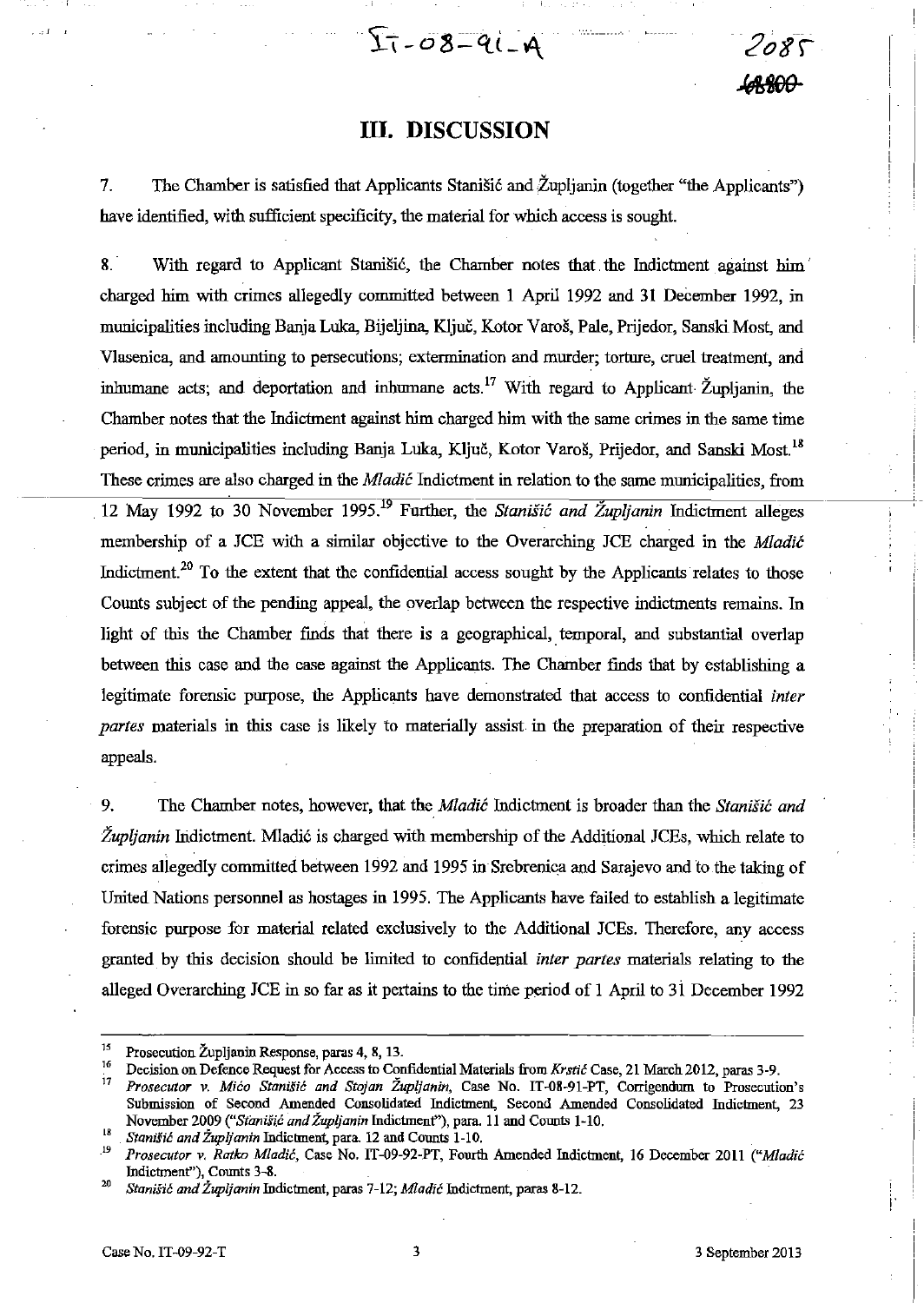# III. DISCUSSION

7. The Chamber is satisfied that Applicants Stanišić and Župljanin (together "the Applicants") have identified, with sufficient specificity, the material for which access is sought.

8. With regard to Applicant Stanišić, the Chamber notes that the Indictment against him charged him with crimes allegedly committed between 1 April 1992 and 31 December 1992, in municipalities including Banja Luka, Bijeljina, Ključ, Kotor Varoš, Pale, Prijedor, Sanski Most, and Vlasenica, and amounting to persecutions; extermination and murder; torture, cruel treatment, and inhumane acts; and deportation and inhumane acts.[17] With regard to Applicant Župljanin, the Chamber notes that the Indictment against him charged him with the same crimes in the same time period, in municipalities including Banja Luka, Ključ, Kotor Varoš, Prijedor, and Sanski Most.[18] These crimes are also charged in the *Mladić* Indictment in relation to the same municipalities, from 12 May 1992 to 30 November 1995.[19] Further, the *Stanišić and Župljanin* Indictment alleges membership of a JCE with a similar objective to the Overarching JCE charged in the *Mladić* Indictment.[20] To the extent that the confidential access sought by the Applicants relates to those Counts subject of the pending appeal, the overlap between the respective indictments remains. In light of this the Chamber finds that there is a geographical, temporal, and substantial overlap between this case and the case against the Applicants. The Chamber finds that by establishing a legitimate forensic purpose, the Applicants have demonstrated that access to confidential *inter partes* materials in this case is likely to materially assist in the preparation of their respective appeals.

9. The Chamber notes, however, that the *Mladić* Indictment is broader than the *Stanišić and Župljanin* Indictment. Mladić is charged with membership of the Additional JCEs, which relate to crimes allegedly committed between 1992 and 1995 in Srebrenica and Sarajevo and to the taking of United Nations personnel as hostages in 1995. The Applicants have failed to establish a legitimate forensic purpose for material related exclusively to the Additional JCEs. Therefore, any access granted by this decision should be limited to confidential *inter partes* materials relating to the alleged Overarching JCE in so far as it pertains to the time period of 1 April to 31 December 1992

---

[15] Prosecution Župljanin Response, paras 4, 8, 13.

[16] Decision on Defence Request for Access to Confidential Materials from *Krstić* Case, 21 March 2012, paras 3-9.

[17] *Prosecutor v. Mićo Stanišić and Stojan Župljanin*, Case No. IT-08-91-PT, Corrigendum to Prosecution's Submission of Second Amended Consolidated Indictment, Second Amended Consolidated Indictment, 23 November 2009 ("*Stanišić and Župljanin* Indictment"), para. 11 and Counts 1-10.

[18] *Stanišić and Župljanin* Indictment, para. 12 and Counts 1-10.

[19] *Prosecutor v. Ratko Mladić*, Case No. IT-09-92-PT, Fourth Amended Indictment, 16 December 2011 ("*Mladić* Indictment"), Counts 3-8.

[20] *Stanišić and Župljanin* Indictment, paras 7-12; *Mladić* Indictment, paras 8-12.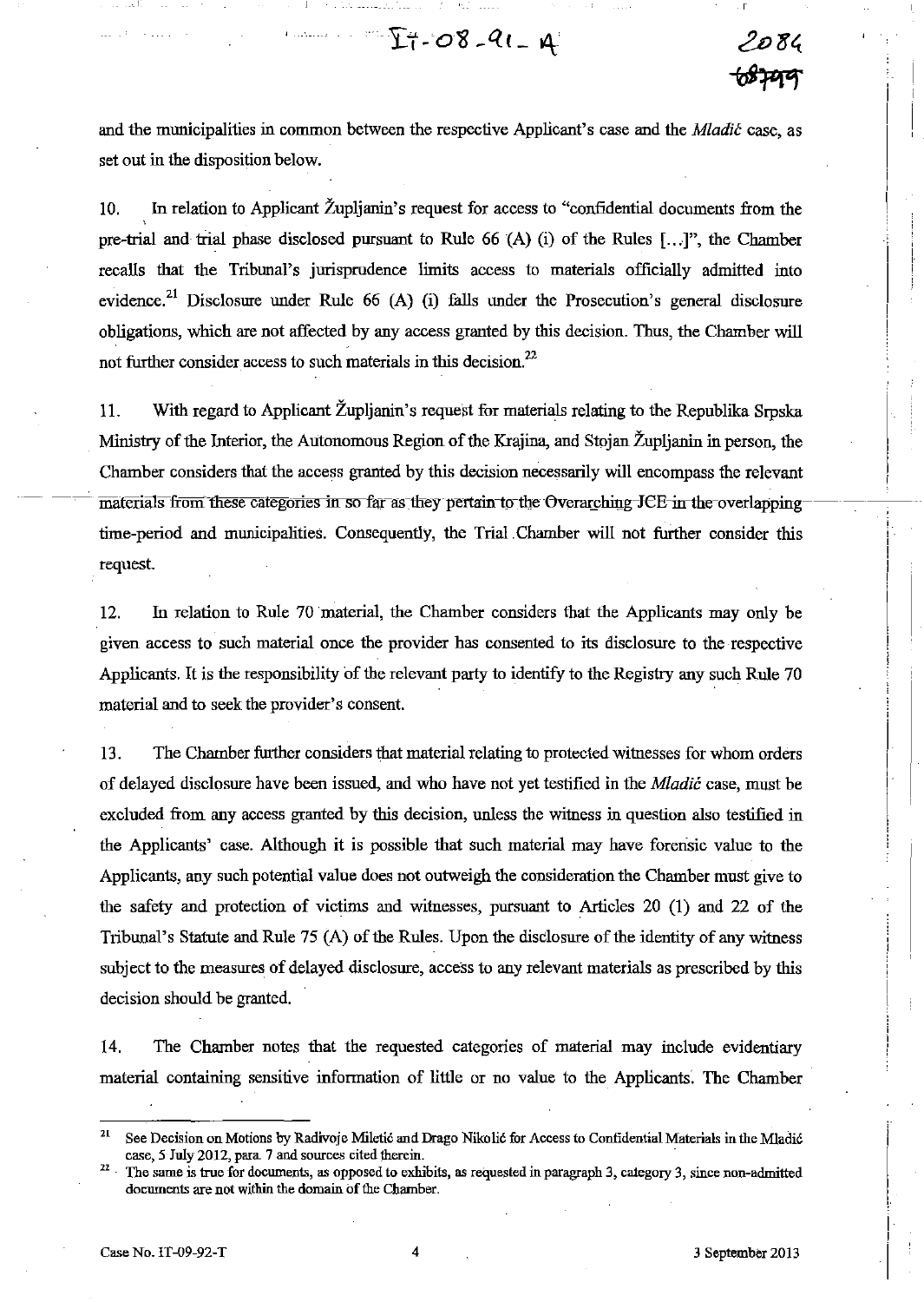and the municipalities in common between the respective Applicant's case and the *Mladić* case, as set out in the disposition below.

10. In relation to Applicant Župljanin's request for access to "confidential documents from the pre-trial and trial phase disclosed pursuant to Rule 66 (A) (i) of the Rules [...]", the Chamber recalls that the Tribunal's jurisprudence limits access to materials officially admitted into evidence.[21] Disclosure under Rule 66 (A) (i) falls under the Prosecution's general disclosure obligations, which are not affected by any access granted by this decision. Thus, the Chamber will not further consider access to such materials in this decision.[22]

11. With regard to Applicant Župljanin's request for materials relating to the Republika Srpska Ministry of the Interior, the Autonomous Region of the Krajina, and Stojan Župljanin in person, the Chamber considers that the access granted by this decision necessarily will encompass the relevant materials from these categories in so far as they pertain to the Overarching JCE in the overlapping time-period and municipalities. Consequently, the Trial Chamber will not further consider this request.

12. In relation to Rule 70 material, the Chamber considers that the Applicants may only be given access to such material once the provider has consented to its disclosure to the respective Applicants. It is the responsibility of the relevant party to identify to the Registry any such Rule 70 material and to seek the provider's consent.

13. The Chamber further considers that material relating to protected witnesses for whom orders of delayed disclosure have been issued, and who have not yet testified in the *Mladić* case, must be excluded from any access granted by this decision, unless the witness in question also testified in the Applicants' case. Although it is possible that such material may have forensic value to the Applicants, any such potential value does not outweigh the consideration the Chamber must give to the safety and protection of victims and witnesses, pursuant to Articles 20 (1) and 22 of the Tribunal's Statute and Rule 75 (A) of the Rules. Upon the disclosure of the identity of any witness subject to the measures of delayed disclosure, access to any relevant materials as prescribed by this decision should be granted.

14. The Chamber notes that the requested categories of material may include evidentiary material containing sensitive information of little or no value to the Applicants. The Chamber

---

[21] See Decision on Motions by Radivoje Miletić and Drago Nikolić for Access to Confidential Materials in the Mladić case, 5 July 2012, para. 7 and sources cited therein.

[22] The same is true for documents, as opposed to exhibits, as requested in paragraph 3, category 3, since non-admitted documents are not within the domain of the Chamber.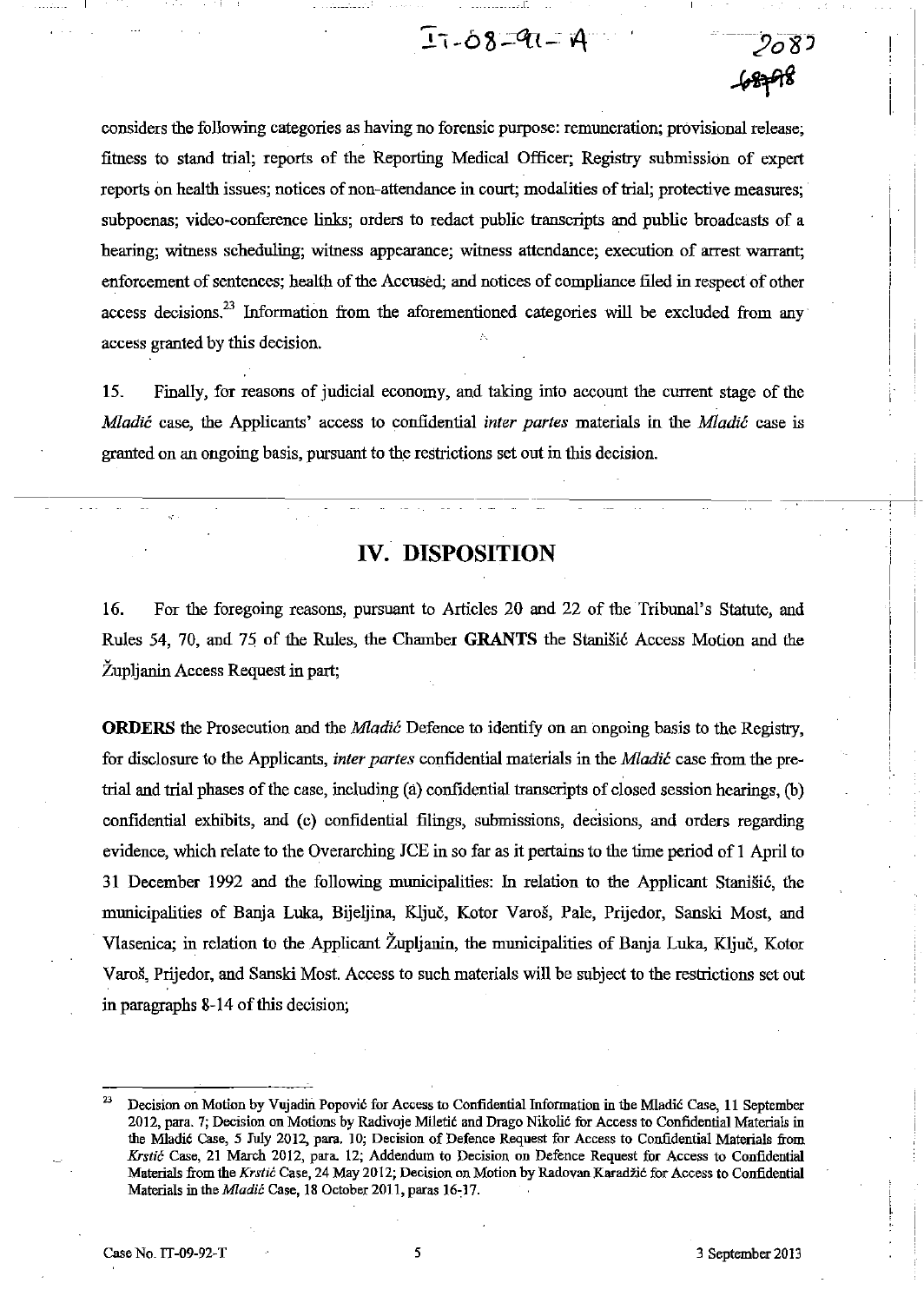considers the following categories as having no forensic purpose: remuneration; provisional release; fitness to stand trial; reports of the Reporting Medical Officer; Registry submission of expert reports on health issues; notices of non-attendance in court; modalities of trial; protective measures; subpoenas; video-conference links; orders to redact public transcripts and public broadcasts of a hearing; witness scheduling; witness appearance; witness attendance; execution of arrest warrant; enforcement of sentences; health of the Accused; and notices of compliance filed in respect of other access decisions.[23] Information from the aforementioned categories will be excluded from any access granted by this decision.

15. Finally, for reasons of judicial economy, and taking into account the current stage of the *Mladić* case, the Applicants' access to confidential *inter partes* materials in the *Mladić* case is granted on an ongoing basis, pursuant to the restrictions set out in this decision.

## IV. DISPOSITION

16. For the foregoing reasons, pursuant to Articles 20 and 22 of the Tribunal's Statute, and Rules 54, 70, and 75 of the Rules, the Chamber **GRANTS** the Stanišić Access Motion and the Župljanin Access Request in part;

**ORDERS** the Prosecution and the *Mladić* Defence to identify on an ongoing basis to the Registry, for disclosure to the Applicants, *inter partes* confidential materials in the *Mladić* case from the pre-trial and trial phases of the case, including (a) confidential transcripts of closed session hearings, (b) confidential exhibits, and (c) confidential filings, submissions, decisions, and orders regarding evidence, which relate to the Overarching JCE in so far as it pertains to the time period of 1 April to 31 December 1992 and the following municipalities: In relation to the Applicant Stanišić, the municipalities of Banja Luka, Bijeljina, Ključ, Kotor Varoš, Pale, Prijedor, Sanski Most, and Vlasenica; in relation to the Applicant Župljanin, the municipalities of Banja Luka, Ključ, Kotor Varoš, Prijedor, and Sanski Most. Access to such materials will be subject to the restrictions set out in paragraphs 8-14 of this decision;

---

[23] Decision on Motion by Vujadin Popović for Access to Confidential Information in the Mladić Case, 11 September 2012, para. 7; Decision on Motions by Radivoje Miletić and Drago Nikolić for Access to Confidential Materials in the Mladić Case, 5 July 2012, para. 10; Decision of Defence Request for Access to Confidential Materials from *Krstić* Case, 21 March 2012, para. 12; Addendum to Decision on Defence Request for Access to Confidential Materials from the *Krstić* Case, 24 May 2012; Decision on Motion by Radovan Karadžić for Access to Confidential Materials in the *Mladić* Case, 18 October 2011, paras 16-17.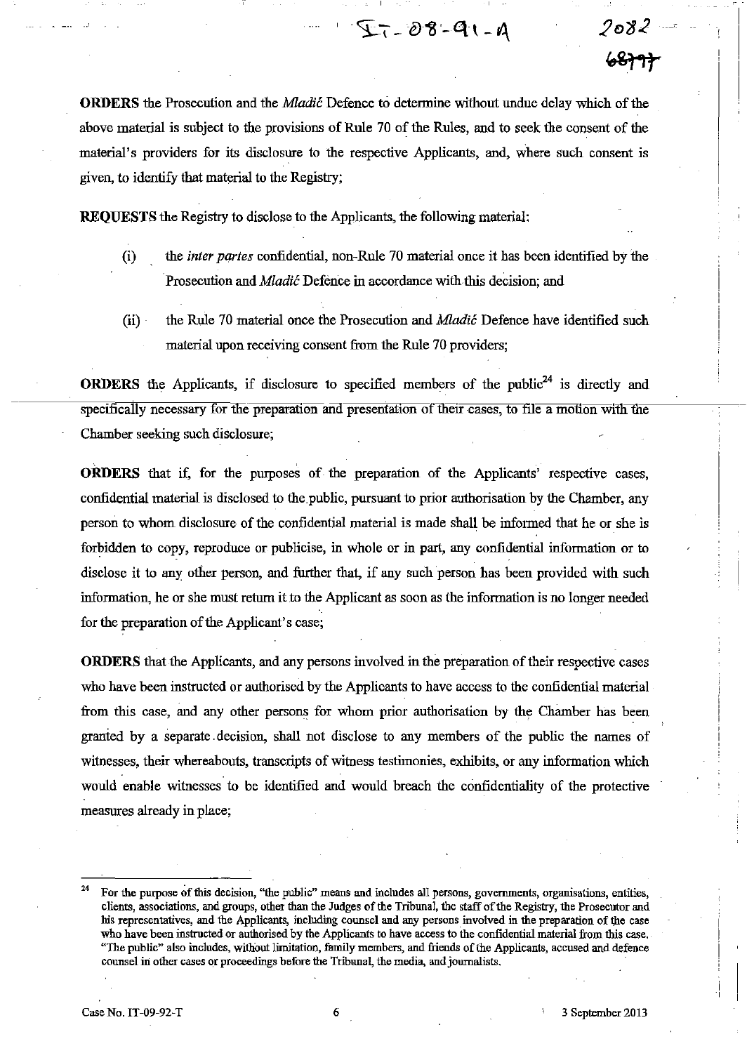**ORDERS** the Prosecution and the *Mladić* Defence to determine without undue delay which of the above material is subject to the provisions of Rule 70 of the Rules, and to seek the consent of the material's providers for its disclosure to the respective Applicants, and, where such consent is given, to identify that material to the Registry;

**REQUESTS** the Registry to disclose to the Applicants, the following material:

(i) the *inter partes* confidential, non-Rule 70 material once it has been identified by the Prosecution and *Mladić* Defence in accordance with this decision; and

(ii) the Rule 70 material once the Prosecution and *Mladić* Defence have identified such material upon receiving consent from the Rule 70 providers;

**ORDERS** the Applicants, if disclosure to specified members of the public[24] is directly and specifically necessary for the preparation and presentation of their cases, to file a motion with the Chamber seeking such disclosure;

**ORDERS** that if, for the purposes of the preparation of the Applicants' respective cases, confidential material is disclosed to the public, pursuant to prior authorisation by the Chamber, any person to whom disclosure of the confidential material is made shall be informed that he or she is forbidden to copy, reproduce or publicise, in whole or in part, any confidential information or to disclose it to any other person, and further that, if any such person has been provided with such information, he or she must return it to the Applicant as soon as the information is no longer needed for the preparation of the Applicant's case;

**ORDERS** that the Applicants, and any persons involved in the preparation of their respective cases who have been instructed or authorised by the Applicants to have access to the confidential material from this case, and any other persons for whom prior authorisation by the Chamber has been granted by a separate decision, shall not disclose to any members of the public the names of witnesses, their whereabouts, transcripts of witness testimonies, exhibits, or any information which would enable witnesses to be identified and would breach the confidentiality of the protective measures already in place;

---

[24] For the purpose of this decision, "the public" means and includes all persons, governments, organisations, entities, clients, associations, and groups, other than the Judges of the Tribunal, the staff of the Registry, the Prosecutor and his representatives, and the Applicants, including counsel and any persons involved in the preparation of the case who have been instructed or authorised by the Applicants to have access to the confidential material from this case. "The public" also includes, without limitation, family members, and friends of the Applicants, accused and defence counsel in other cases or proceedings before the Tribunal, the media, and journalists.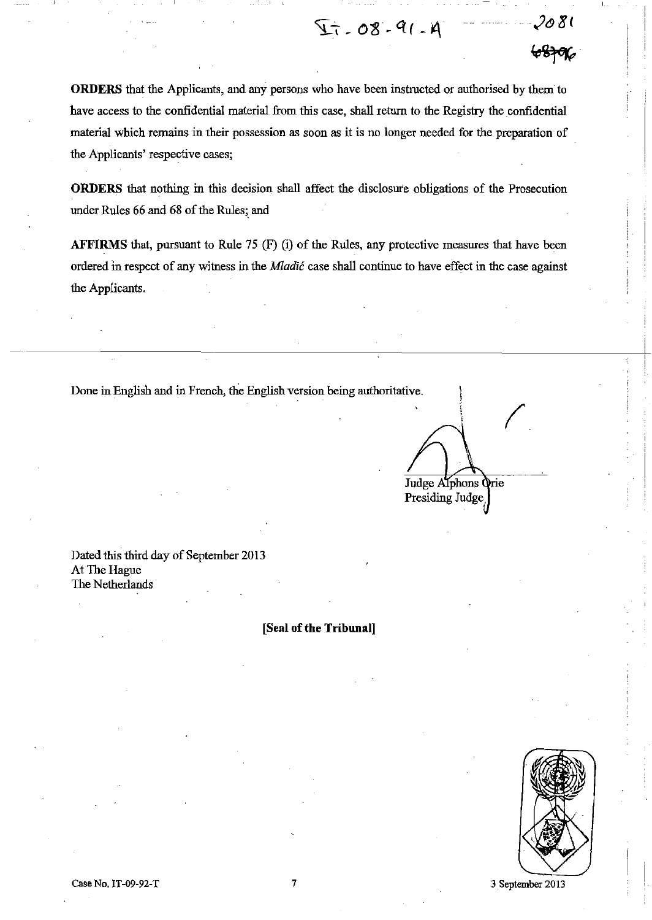**ORDERS** that the Applicants, and any persons who have been instructed or authorised by them to have access to the confidential material from this case, shall return to the Registry the confidential material which remains in their possession as soon as it is no longer needed for the preparation of the Applicants' respective cases;

**ORDERS** that nothing in this decision shall affect the disclosure obligations of the Prosecution under Rules 66 and 68 of the Rules; and

**AFFIRMS** that, pursuant to Rule 75 (F) (i) of the Rules, any protective measures that have been ordered in respect of any witness in the *Mladić* case shall continue to have effect in the case against the Applicants.

Done in English and in French, the English version being authoritative.

Judge Alphons Orie
Presiding Judge

Dated this third day of September 2013
At The Hague
The Netherlands

**[Seal of the Tribunal]**